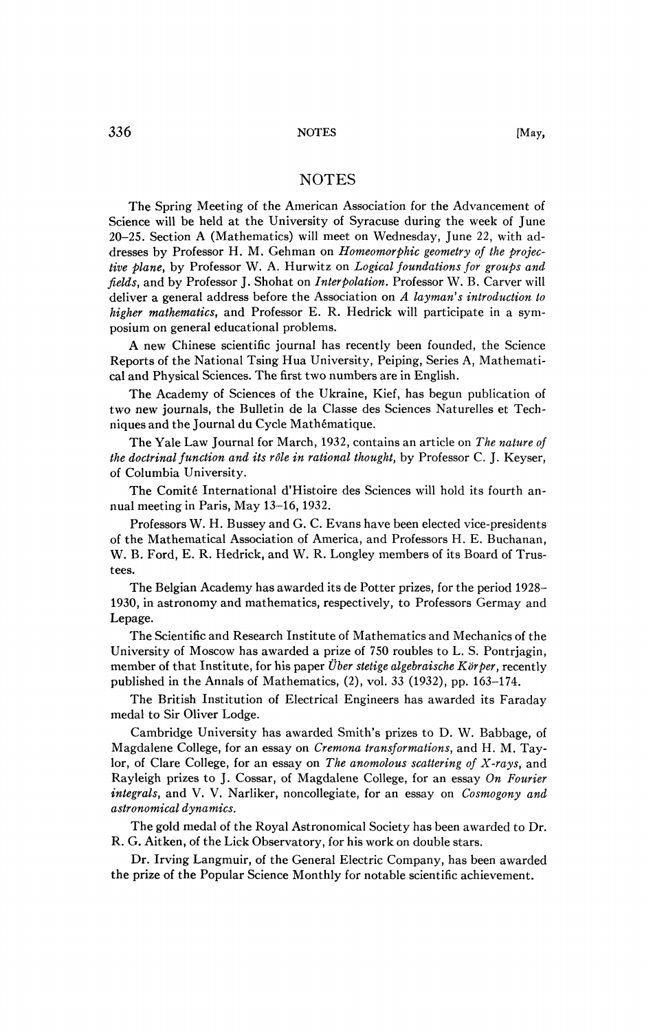# NOTES

The Spring Meeting of the American Association for the Advancement of Science will be held at the University of Syracuse during the week of June 20–25. Section A (Mathematics) will meet on Wednesday, June 22, with addresses by Professor H. M. Gehman on *Homeomorphic geometry of the projective plane*, by Professor W. A. Hurwitz on *Logical foundations for groups and fields*, and by Professor J. Shohat on *Interpolation*. Professor W. B. Carver will deliver a general address before the Association on *A layman's introduction to higher mathematics*, and Professor E. R. Hedrick will participate in a symposium on general educational problems.

A new Chinese scientific journal has recently been founded, the Science Reports of the National Tsing Hua University, Peiping, Series A, Mathematical and Physical Sciences. The first two numbers are in English.

The Academy of Sciences of the Ukraine, Kief, has begun publication of two new journals, the Bulletin de la Classe des Sciences Naturelles et Techniques and the Journal du Cycle Mathématique.

The Yale Law Journal for March, 1932, contains an article on *The nature of the doctrinal function and its rôle in rational thought*, by Professor C. J. Keyser, of Columbia University.

The Comité International d'Histoire des Sciences will hold its fourth annual meeting in Paris, May 13–16, 1932.

Professors W. H. Bussey and G. C. Evans have been elected vice-presidents of the Mathematical Association of America, and Professors H. E. Buchanan, W. B. Ford, E. R. Hedrick, and W. R. Longley members of its Board of Trustees.

The Belgian Academy has awarded its de Potter prizes, for the period 1928–1930, in astronomy and mathematics, respectively, to Professors Germay and Lepage.

The Scientific and Research Institute of Mathematics and Mechanics of the University of Moscow has awarded a prize of 750 roubles to L. S. Pontrjagin, member of that Institute, for his paper *Über stetige algebraische Körper*, recently published in the Annals of Mathematics, (2), vol. 33 (1932), pp. 163–174.

The British Institution of Electrical Engineers has awarded its Faraday medal to Sir Oliver Lodge.

Cambridge University has awarded Smith's prizes to D. W. Babbage, of Magdalene College, for an essay on *Cremona transformations*, and H. M. Taylor, of Clare College, for an essay on *The anomolous scattering of X-rays*, and Rayleigh prizes to J. Cossar, of Magdalene College, for an essay *On Fourier integrals*, and V. V. Narliker, noncollegiate, for an essay on *Cosmogony and astronomical dynamics*.

The gold medal of the Royal Astronomical Society has been awarded to Dr. R. G. Aitken, of the Lick Observatory, for his work on double stars.

Dr. Irving Langmuir, of the General Electric Company, has been awarded the prize of the Popular Science Monthly for notable scientific achievement.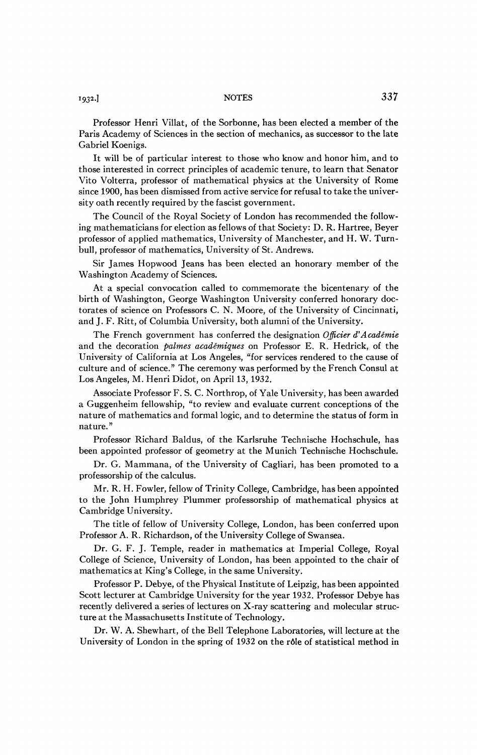Professor Henri Villat, of the Sorbonne, has been elected a member of the Paris Academy of Sciences in the section of mechanics, as successor to the late Gabriel Koenigs.

It will be of particular interest to those who know and honor him, and to those interested in correct principles of academic tenure, to learn that Senator Vito Volterra, professor of mathematical physics at the University of Rome since 1900, has been dismissed from active service for refusal to take the university oath recently required by the fascist government.

The Council of the Royal Society of London has recommended the following mathematicians for election as fellows of that Society: D. R. Hartree, Beyer professor of applied mathematics, University of Manchester, and H. W. Turnbull, professor of mathematics, University of St. Andrews.

Sir James Hopwood Jeans has been elected an honorary member of the Washington Academy of Sciences.

At a special convocation called to commemorate the bicentenary of the birth of Washington, George Washington University conferred honorary doctorates of science on Professors C. N. Moore, of the University of Cincinnati, and J. F. Ritt, of Columbia University, both alumni of the University.

The French government has conferred the designation *Officier d'Académie* and the decoration *palmes académiques* on Professor E. R. Hedrick, of the University of California at Los Angeles, "for services rendered to the cause of culture and of science." The ceremony was performed by the French Consul at Los Angeles, M. Henri Didot, on April 13, 1932.

Associate Professor F. S. C. Northrop, of Yale University, has been awarded a Guggenheim fellowship, "to review and evaluate current conceptions of the nature of mathematics and formal logic, and to determine the status of form in nature."

Professor Richard Baldus, of the Karlsruhe Technische Hochschule, has been appointed professor of geometry at the Munich Technische Hochschule.

Dr. G. Mammana, of the University of Cagliari, has been promoted to a professorship of the calculus.

Mr. R. H. Fowler, fellow of Trinity College, Cambridge, has been appointed to the John Humphrey Plummer professorship of mathematical physics at Cambridge University.

The title of fellow of University College, London, has been conferred upon Professor A. R. Richardson, of the University College of Swansea.

Dr. G. F. J. Temple, reader in mathematics at Imperial College, Royal College of Science, University of London, has been appointed to the chair of mathematics at King's College, in the same University.

Professor P. Debye, of the Physical Institute of Leipzig, has been appointed Scott lecturer at Cambridge University for the year 1932. Professor Debye has recently delivered a series of lectures on X-ray scattering and molecular structure at the Massachusetts Institute of Technology.

Dr. W. A. Shewhart, of the Bell Telephone Laboratories, will lecture at the University of London in the spring of 1932 on the rôle of statistical method in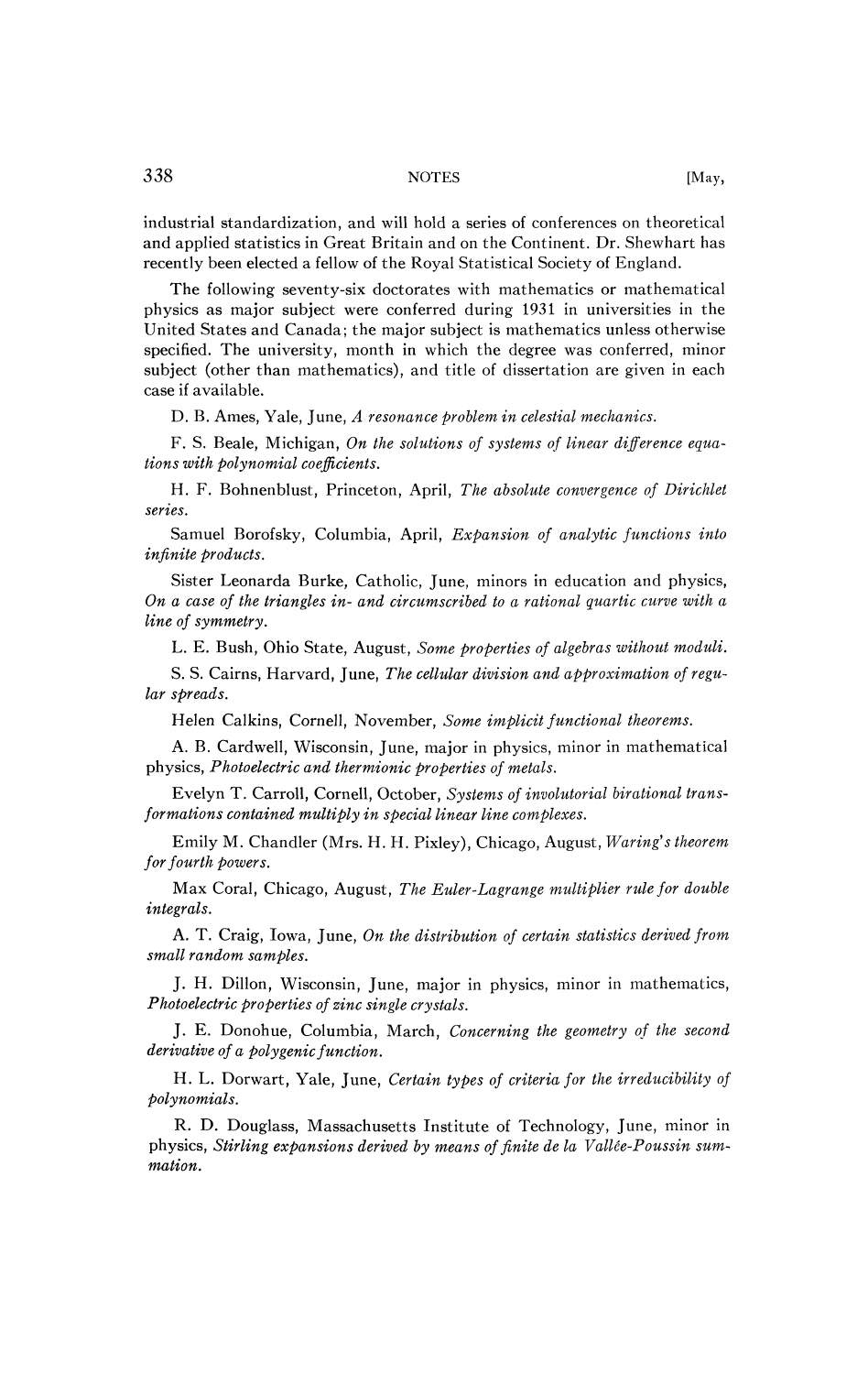industrial standardization, and will hold a series of conferences on theoretical and applied statistics in Great Britain and on the Continent. Dr. Shewhart has recently been elected a fellow of the Royal Statistical Society of England.

The following seventy-six doctorates with mathematics or mathematical physics as major subject were conferred during 1931 in universities in the United States and Canada; the major subject is mathematics unless otherwise specified. The university, month in which the degree was conferred, minor subject (other than mathematics), and title of dissertation are given in each case if available.

D. B. Ames, Yale, June, *A resonance problem in celestial mechanics.*

F. S. Beale, Michigan, *On the solutions of systems of linear difference equations with polynomial coefficients.*

H. F. Bohnenblust, Princeton, April, *The absolute convergence of Dirichlet series.*

Samuel Borofsky, Columbia, April, *Expansion of analytic functions into infinite products.*

Sister Leonarda Burke, Catholic, June, minors in education and physics, *On a case of the triangles in- and circumscribed to a rational quartic curve with a line of symmetry.*

L. E. Bush, Ohio State, August, *Some properties of algebras without moduli.*

S. S. Cairns, Harvard, June, *The cellular division and approximation of regular spreads.*

Helen Calkins, Cornell, November, *Some implicit functional theorems.*

A. B. Cardwell, Wisconsin, June, major in physics, minor in mathematical physics, *Photoelectric and thermionic properties of metals.*

Evelyn T. Carroll, Cornell, October, *Systems of involutorial birational transformations contained multiply in special linear line complexes.*

Emily M. Chandler (Mrs. H. H. Pixley), Chicago, August, *Waring's theorem for fourth powers.*

Max Coral, Chicago, August, *The Euler-Lagrange multiplier rule for double integrals.*

A. T. Craig, Iowa, June, *On the distribution of certain statistics derived from small random samples.*

J. H. Dillon, Wisconsin, June, major in physics, minor in mathematics, *Photoelectric properties of zinc single crystals.*

J. E. Donohue, Columbia, March, *Concerning the geometry of the second derivative of a polygenic function.*

H. L. Dorwart, Yale, June, *Certain types of criteria for the irreducibility of polynomials.*

R. D. Douglass, Massachusetts Institute of Technology, June, minor in physics, *Stirling expansions derived by means of finite de la Vallée-Poussin summation.*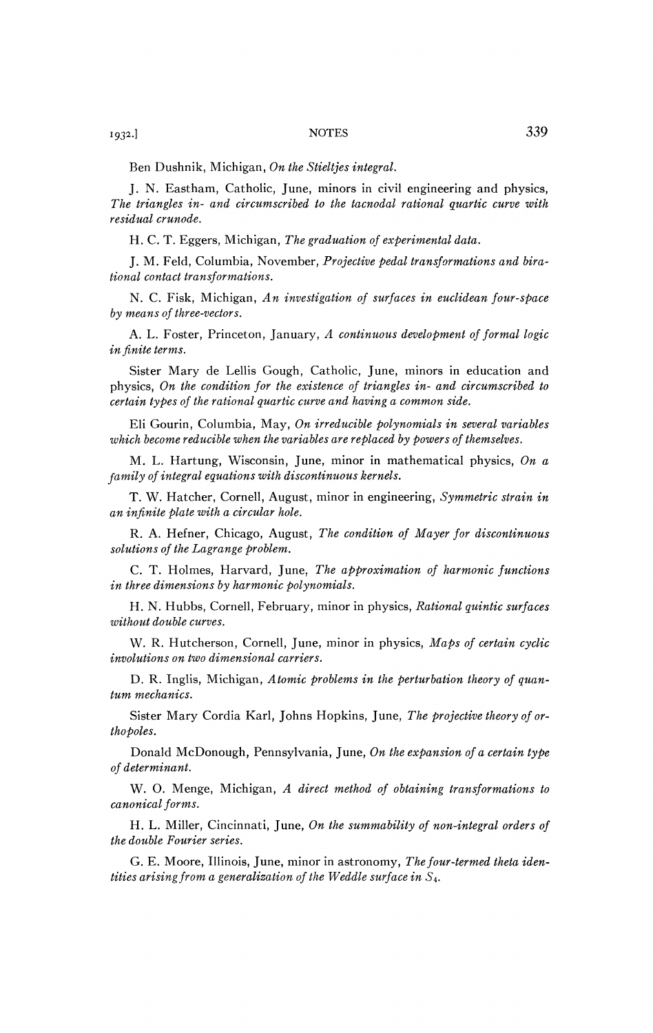Ben Dushnik, Michigan, *On the Stieltjes integral.*

J. N. Eastham, Catholic, June, minors in civil engineering and physics, *The triangles in- and circumscribed to the tacnodal rational quartic curve with residual crunode.*

H. C. T. Eggers, Michigan, *The graduation of experimental data.*

J. M. Feld, Columbia, November, *Projective pedal transformations and birational contact transformations.*

N. C. Fisk, Michigan, *An investigation of surfaces in euclidean four-space by means of three-vectors.*

A. L. Foster, Princeton, January, *A continuous development of formal logic in finite terms.*

Sister Mary de Lellis Gough, Catholic, June, minors in education and physics, *On the condition for the existence of triangles in- and circumscribed to certain types of the rational quartic curve and having a common side.*

Eli Gourin, Columbia, May, *On irreducible polynomials in several variables which become reducible when the variables are replaced by powers of themselves.*

M. L. Hartung, Wisconsin, June, minor in mathematical physics, *On a family of integral equations with discontinuous kernels.*

T. W. Hatcher, Cornell, August, minor in engineering, *Symmetric strain in an infinite plate with a circular hole.*

R. A. Hefner, Chicago, August, *The condition of Mayer for discontinuous solutions of the Lagrange problem.*

C. T. Holmes, Harvard, June, *The approximation of harmonic functions in three dimensions by harmonic polynomials.*

H. N. Hubbs, Cornell, February, minor in physics, *Rational quintic surfaces without double curves.*

W. R. Hutcherson, Cornell, June, minor in physics, *Maps of certain cyclic involutions on two dimensional carriers.*

D. R. Inglis, Michigan, *Atomic problems in the perturbation theory of quantum mechanics.*

Sister Mary Cordia Karl, Johns Hopkins, June, *The projective theory of orthopoles.*

Donald McDonough, Pennsylvania, June, *On the expansion of a certain type of determinant.*

W. O. Menge, Michigan, *A direct method of obtaining transformations to canonical forms.*

H. L. Miller, Cincinnati, June, *On the summability of non-integral orders of the double Fourier series.*

G. E. Moore, Illinois, June, minor in astronomy, *The four-termed theta identities arising from a generalization of the Weddle surface in $S_4$.*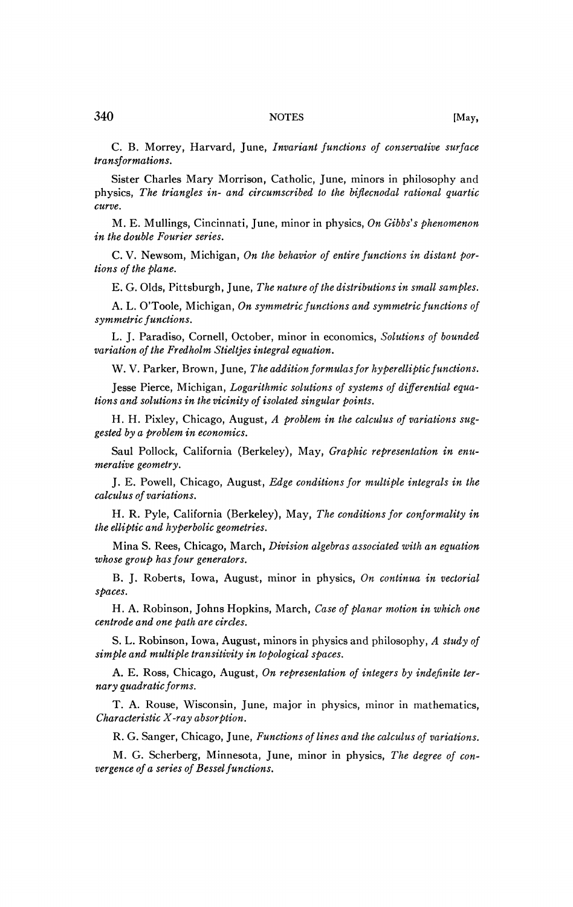C. B. Morrey, Harvard, June, *Invariant functions of conservative surface transformations.*

Sister Charles Mary Morrison, Catholic, June, minors in philosophy and physics, *The triangles in- and circumscribed to the biflecnodal rational quartic curve.*

M. E. Mullings, Cincinnati, June, minor in physics, *On Gibbs's phenomenon in the double Fourier series.*

C. V. Newsom, Michigan, *On the behavior of entire functions in distant portions of the plane.*

E. G. Olds, Pittsburgh, June, *The nature of the distributions in small samples.*

A. L. O'Toole, Michigan, *On symmetric functions and symmetric functions of symmetric functions.*

L. J. Paradiso, Cornell, October, minor in economics, *Solutions of bounded variation of the Fredholm Stieltjes integral equation.*

W. V. Parker, Brown, June, *The addition formulas for hyperelliptic functions.*

Jesse Pierce, Michigan, *Logarithmic solutions of systems of differential equations and solutions in the vicinity of isolated singular points.*

H. H. Pixley, Chicago, August, *A problem in the calculus of variations suggested by a problem in economics.*

Saul Pollock, California (Berkeley), May, *Graphic representation in enumerative geometry.*

J. E. Powell, Chicago, August, *Edge conditions for multiple integrals in the calculus of variations.*

H. R. Pyle, California (Berkeley), May, *The conditions for conformality in the elliptic and hyperbolic geometries.*

Mina S. Rees, Chicago, March, *Division algebras associated with an equation whose group has four generators.*

B. J. Roberts, Iowa, August, minor in physics, *On continua in vectorial spaces.*

H. A. Robinson, Johns Hopkins, March, *Case of planar motion in which one centrode and one path are circles.*

S. L. Robinson, Iowa, August, minors in physics and philosophy, *A study of simple and multiple transitivity in topological spaces.*

A. E. Ross, Chicago, August, *On representation of integers by indefinite ternary quadratic forms.*

T. A. Rouse, Wisconsin, June, major in physics, minor in mathematics, *Characteristic X-ray absorption.*

R. G. Sanger, Chicago, June, *Functions of lines and the calculus of variations.*

M. G. Scherberg, Minnesota, June, minor in physics, *The degree of convergence of a series of Bessel functions.*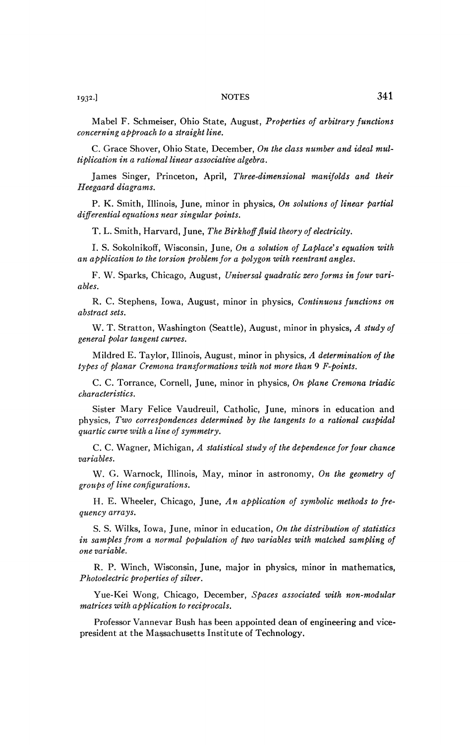Mabel F. Schmeiser, Ohio State, August, *Properties of arbitrary functions concerning approach to a straight line.*

C. Grace Shover, Ohio State, December, *On the class number and ideal multiplication in a rational linear associative algebra.*

James Singer, Princeton, April, *Three-dimensional manifolds and their Heegaard diagrams.*

P. K. Smith, Illinois, June, minor in physics, *On solutions of linear partial differential equations near singular points.*

T. L. Smith, Harvard, June, *The Birkhoff fluid theory of electricity.*

I. S. Sokolnikoff, Wisconsin, June, *On a solution of Laplace's equation with an application to the torsion problem for a polygon with reentrant angles.*

F. W. Sparks, Chicago, August, *Universal quadratic zero forms in four variables.*

R. C. Stephens, Iowa, August, minor in physics, *Continuous functions on abstract sets.*

W. T. Stratton, Washington (Seattle), August, minor in physics, *A study of general polar tangent curves.*

Mildred E. Taylor, Illinois, August, minor in physics, *A determination of the types of planar Cremona transformations with not more than 9 F-points.*

C. C. Torrance, Cornell, June, minor in physics, *On plane Cremona triadic characteristics.*

Sister Mary Felice Vaudreuil, Catholic, June, minors in education and physics, *Two correspondences determined by the tangents to a rational cuspidal quartic curve with a line of symmetry.*

C. C. Wagner, Michigan, *A statistical study of the dependence for four chance variables.*

W. G. Warnock, Illinois, May, minor in astronomy, *On the geometry of groups of line configurations.*

H. E. Wheeler, Chicago, June, *An application of symbolic methods to frequency arrays.*

S. S. Wilks, Iowa, June, minor in education, *On the distribution of statistics in samples from a normal population of two variables with matched sampling of one variable.*

R. P. Winch, Wisconsin, June, major in physics, minor in mathematics, *Photoelectric properties of silver.*

Yue-Kei Wong, Chicago, December, *Spaces associated with non-modular matrices with application to reciprocals.*

Professor Vannevar Bush has been appointed dean of engineering and vice-president at the Massachusetts Institute of Technology.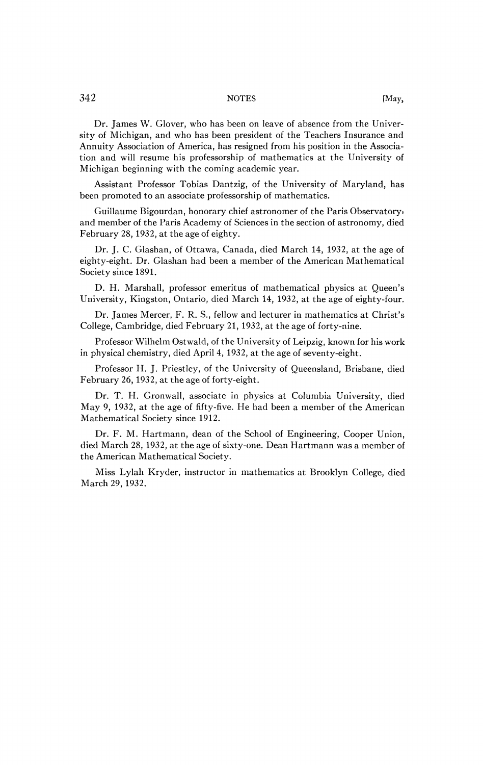Dr. James W. Glover, who has been on leave of absence from the University of Michigan, and who has been president of the Teachers Insurance and Annuity Association of America, has resigned from his position in the Association and will resume his professorship of mathematics at the University of Michigan beginning with the coming academic year.

Assistant Professor Tobias Dantzig, of the University of Maryland, has been promoted to an associate professorship of mathematics.

Guillaume Bigourdan, honorary chief astronomer of the Paris Observatory, and member of the Paris Academy of Sciences in the section of astronomy, died February 28, 1932, at the age of eighty.

Dr. J. C. Glashan, of Ottawa, Canada, died March 14, 1932, at the age of eighty-eight. Dr. Glashan had been a member of the American Mathematical Society since 1891.

D. H. Marshall, professor emeritus of mathematical physics at Queen's University, Kingston, Ontario, died March 14, 1932, at the age of eighty-four.

Dr. James Mercer, F. R. S., fellow and lecturer in mathematics at Christ's College, Cambridge, died February 21, 1932, at the age of forty-nine.

Professor Wilhelm Ostwald, of the University of Leipzig, known for his work in physical chemistry, died April 4, 1932, at the age of seventy-eight.

Professor H. J. Priestley, of the University of Queensland, Brisbane, died February 26, 1932, at the age of forty-eight.

Dr. T. H. Gronwall, associate in physics at Columbia University, died May 9, 1932, at the age of fifty-five. He had been a member of the American Mathematical Society since 1912.

Dr. F. M. Hartmann, dean of the School of Engineering, Cooper Union, died March 28, 1932, at the age of sixty-one. Dean Hartmann was a member of the American Mathematical Society.

Miss Lylah Kryder, instructor in mathematics at Brooklyn College, died March 29, 1932.